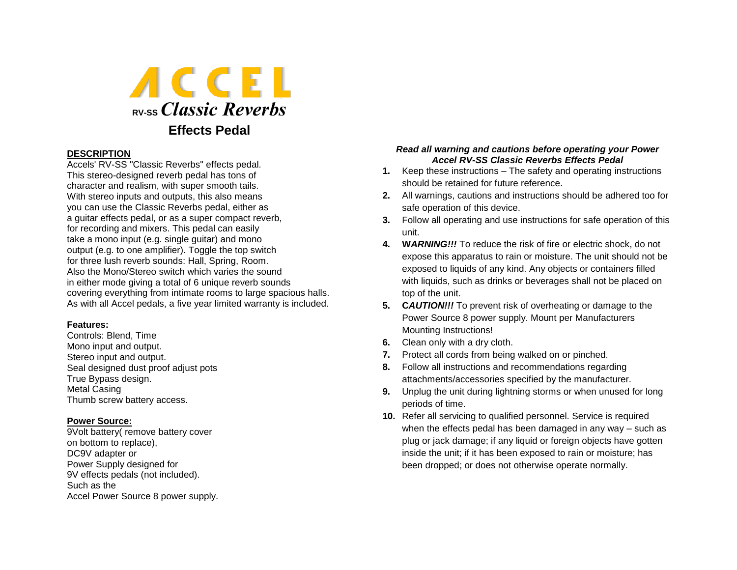# ACCEL

## RV-SS *Classic Reverbs*

## Effects Pedal

**DESCRIPTION**

Accels' RV-SS "Classic Reverbs" effects pedal. This stereo-designed reverb pedal has tons of character and realism, with super smooth tails. With stereo inputs and outputs, this also means you can use the Classic Reverbs pedal, either as a guitar effects pedal, or as a super compact reverb, for recording and mixers. This pedal can easily take a mono input (e.g. single guitar) and mono output (e.g. to one amplifier). Toggle the top switch for three lush reverb sounds: Hall, Spring, Room. Also the Mono/Stereo switch which varies the sound in either mode giving a total of 6 unique reverb sounds covering everything from intimate rooms to large spacious halls. As with all Accel pedals, a five year limited warranty is included.

**Features:**

Controls: Blend, Time
Mono input and output.
Stereo input and output.
Seal designed dust proof adjust pots
True Bypass design.
Metal Casing
Thumb screw battery access.

**Power Source:**

9Volt battery( remove battery cover on bottom to replace),
DC9V adapter or
Power Supply designed for 9V effects pedals (not included).
Such as the
Accel Power Source 8 power supply.

***Read all warning and cautions before operating your Power Accel RV-SS Classic Reverbs Effects Pedal***

1. Keep these instructions – The safety and operating instructions should be retained for future reference.
2. All warnings, cautions and instructions should be adhered too for safe operation of this device.
3. Follow all operating and use instructions for safe operation of this unit.
4. **W*ARNING!!!*** To reduce the risk of fire or electric shock, do not expose this apparatus to rain or moisture. The unit should not be exposed to liquids of any kind. Any objects or containers filled with liquids, such as drinks or beverages shall not be placed on top of the unit.
5. **C*AUTION!!!*** To prevent risk of overheating or damage to the Power Source 8 power supply. Mount per Manufacturers Mounting Instructions!
6. Clean only with a dry cloth.
7. Protect all cords from being walked on or pinched.
8. Follow all instructions and recommendations regarding attachments/accessories specified by the manufacturer.
9. Unplug the unit during lightning storms or when unused for long periods of time.
10. Refer all servicing to qualified personnel. Service is required when the effects pedal has been damaged in any way – such as plug or jack damage; if any liquid or foreign objects have gotten inside the unit; if it has been exposed to rain or moisture; has been dropped; or does not otherwise operate normally.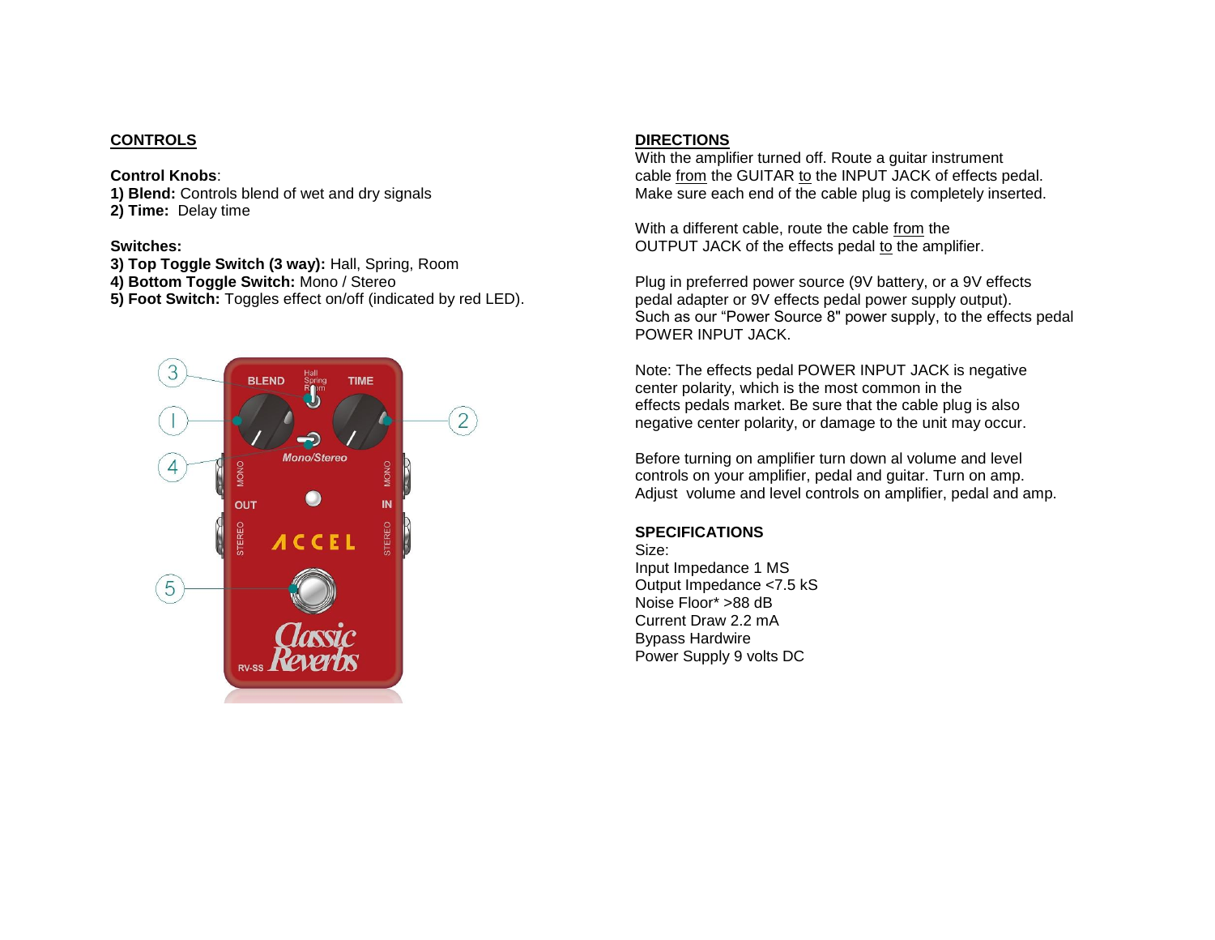## CONTROLS

**Control Knobs**:
**1) Blend:** Controls blend of wet and dry signals
**2) Time:** Delay time

**Switches:**
**3) Top Toggle Switch (3 way):** Hall, Spring, Room
**4) Bottom Toggle Switch:** Mono / Stereo
**5) Foot Switch:** Toggles effect on/off (indicated by red LED).

## DIRECTIONS

With the amplifier turned off. Route a guitar instrument cable from the GUITAR to the INPUT JACK of effects pedal. Make sure each end of the cable plug is completely inserted.

With a different cable, route the cable from the OUTPUT JACK of the effects pedal to the amplifier.

Plug in preferred power source (9V battery, or a 9V effects pedal adapter or 9V effects pedal power supply output). Such as our "Power Source 8" power supply, to the effects pedal POWER INPUT JACK.

Note: The effects pedal POWER INPUT JACK is negative center polarity, which is the most common in the effects pedals market. Be sure that the cable plug is also negative center polarity, or damage to the unit may occur.

Before turning on amplifier turn down al volume and level controls on your amplifier, pedal and guitar. Turn on amp. Adjust volume and level controls on amplifier, pedal and amp.

## SPECIFICATIONS

Size:
Input Impedance 1 MS
Output Impedance <7.5 kS
Noise Floor* >88 dB
Current Draw 2.2 mA
Bypass Hardwire
Power Supply 9 volts DC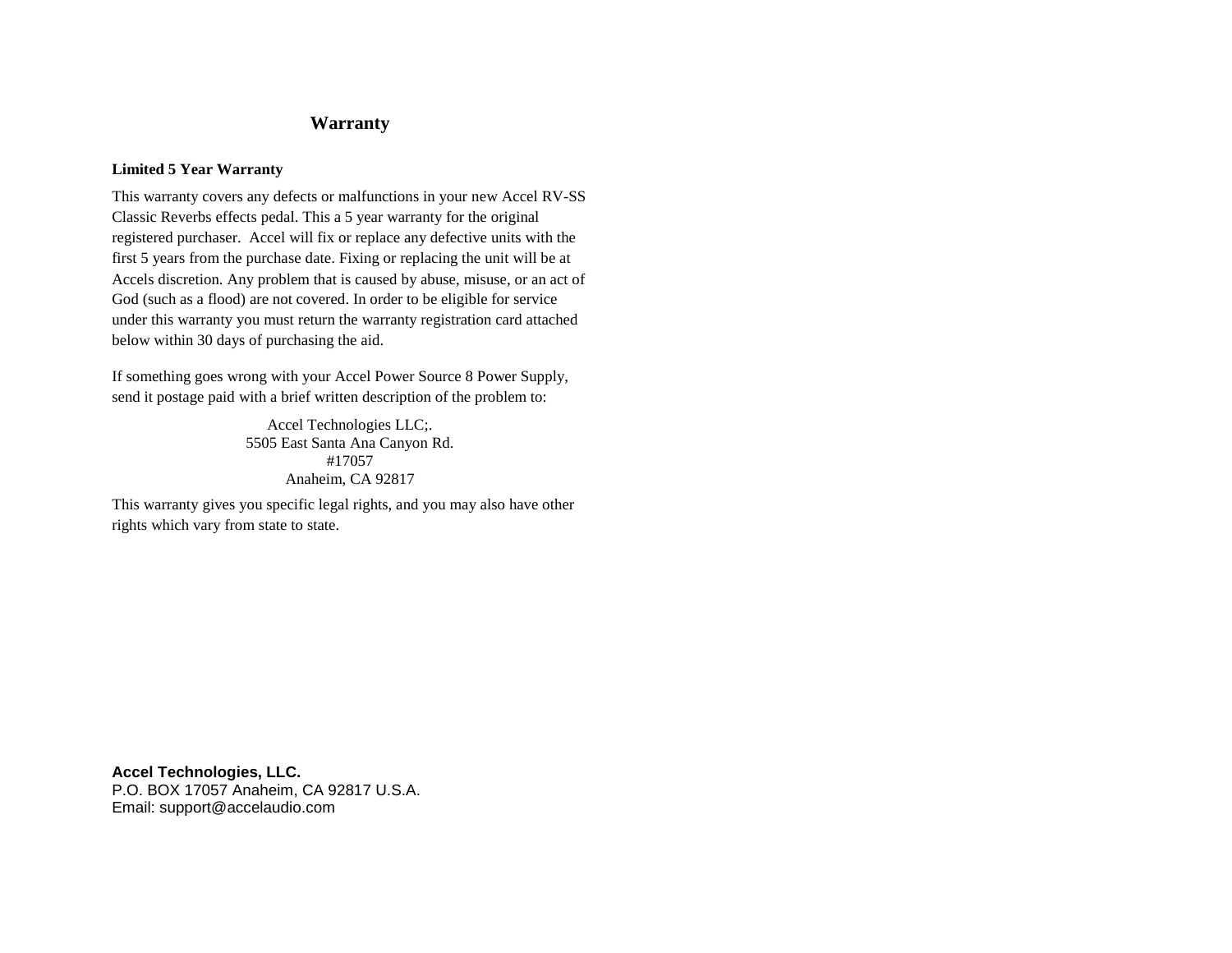# Warranty

**Limited 5 Year Warranty**

This warranty covers any defects or malfunctions in your new Accel RV-SS Classic Reverbs effects pedal. This a 5 year warranty for the original registered purchaser.  Accel will fix or replace any defective units with the first 5 years from the purchase date. Fixing or replacing the unit will be at Accels discretion. Any problem that is caused by abuse, misuse, or an act of God (such as a flood) are not covered. In order to be eligible for service under this warranty you must return the warranty registration card attached below within 30 days of purchasing the aid.

If something goes wrong with your Accel Power Source 8 Power Supply, send it postage paid with a brief written description of the problem to:

Accel Technologies LLC;.
5505 East Santa Ana Canyon Rd.
#17057
Anaheim, CA 92817

This warranty gives you specific legal rights, and you may also have other rights which vary from state to state.

**Accel Technologies, LLC.**
P.O. BOX 17057 Anaheim, CA 92817 U.S.A.
Email: support@accelaudio.com